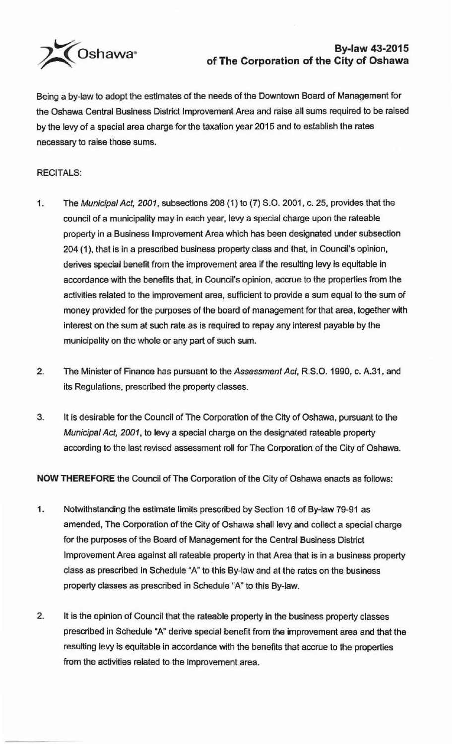# By-law 43-2015 of The Corporation of the City of Oshawa

Being a by-law to adopt the estimates of the needs of the Downtown Board of Management for the Oshawa Central Business District Improvement Area and raise all sums required to be raised by the levy of a special area charge for the taxation year 2015 and to establish the rates necessary to raise those sums.

RECITALS:

1. The *Municipal Act, 2001*, subsections 208 (1) to (7) S.O. 2001, c. 25, provides that the council of a municipality may in each year, levy a special charge upon the rateable property in a Business Improvement Area which has been designated under subsection 204 (1), that is in a prescribed business property class and that, in Council's opinion, derives special benefit from the improvement area if the resulting levy is equitable in accordance with the benefits that, in Council's opinion, accrue to the properties from the activities related to the improvement area, sufficient to provide a sum equal to the sum of money provided for the purposes of the board of management for that area, together with interest on the sum at such rate as is required to repay any interest payable by the municipality on the whole or any part of such sum.

2. The Minister of Finance has pursuant to the *Assessment Act*, R.S.O. 1990, c. A.31, and its Regulations, prescribed the property classes.

3. It is desirable for the Council of The Corporation of the City of Oshawa, pursuant to the *Municipal Act, 2001*, to levy a special charge on the designated rateable property according to the last revised assessment roll for The Corporation of the City of Oshawa.

**NOW THEREFORE** the Council of The Corporation of the City of Oshawa enacts as follows:

1. Notwithstanding the estimate limits prescribed by Section 16 of By-law 79-91 as amended, The Corporation of the City of Oshawa shall levy and collect a special charge for the purposes of the Board of Management for the Central Business District Improvement Area against all rateable property in that Area that is in a business property class as prescribed in Schedule "A" to this By-law and at the rates on the business property classes as prescribed in Schedule "A" to this By-law.

2. It is the opinion of Council that the rateable property in the business property classes prescribed in Schedule "A" derive special benefit from the improvement area and that the resulting levy is equitable in accordance with the benefits that accrue to the properties from the activities related to the improvement area.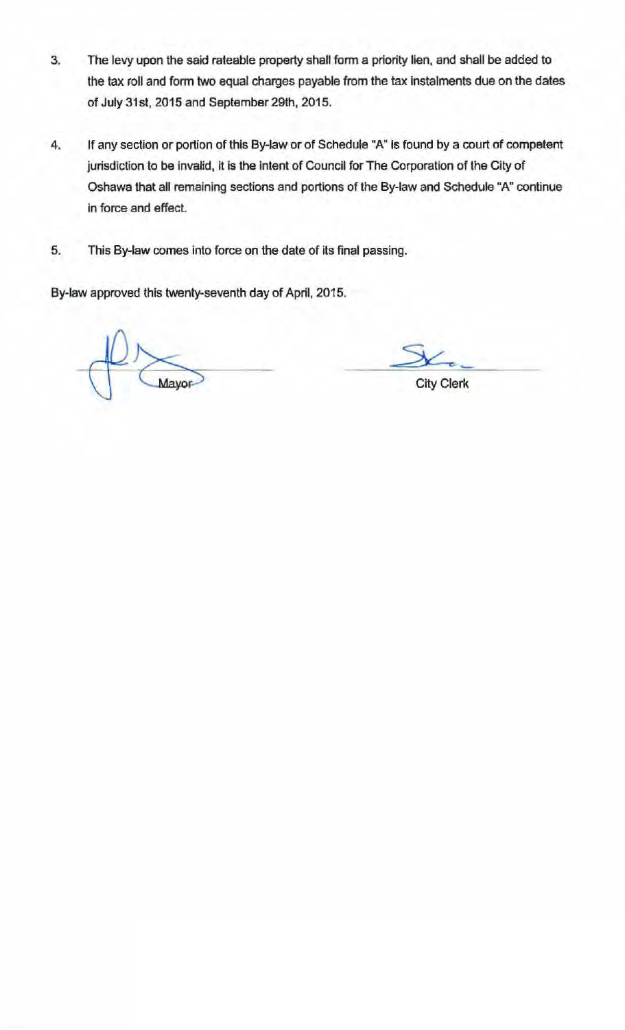3. The levy upon the said rateable property shall form a priority lien, and shall be added to the tax roll and form two equal charges payable from the tax instalments due on the dates of July 31st, 2015 and September 29th, 2015.

4. If any section or portion of this By-law or of Schedule "A" is found by a court of competent jurisdiction to be invalid, it is the intent of Council for The Corporation of the City of Oshawa that all remaining sections and portions of the By-law and Schedule "A" continue in force and effect.

5. This By-law comes into force on the date of its final passing.

By-law approved this twenty-seventh day of April, 2015.

Mayor

City Clerk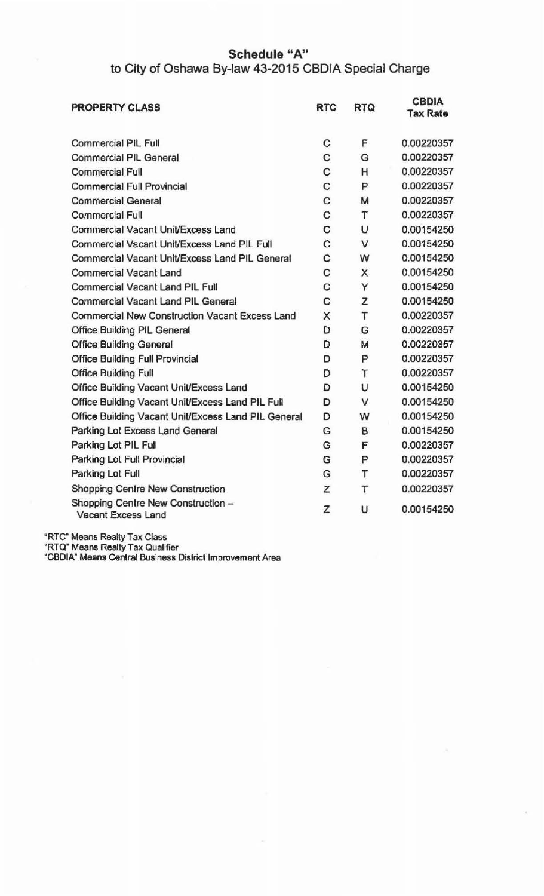## Schedule "A"
to City of Oshawa By-law 43-2015 CBDIA Special Charge

| PROPERTY CLASS | RTC | RTQ | CBDIA Tax Rate |
|---|---|---|---|
| Commercial PIL Full | C | F | 0.00220357 |
| Commercial PIL General | C | G | 0.00220357 |
| Commercial Full | C | H | 0.00220357 |
| Commercial Full Provincial | C | P | 0.00220357 |
| Commercial General | C | M | 0.00220357 |
| Commercial Full | C | T | 0.00220357 |
| Commercial Vacant Unit/Excess Land | C | U | 0.00154250 |
| Commercial Vacant Unit/Excess Land PIL Full | C | V | 0.00154250 |
| Commercial Vacant Unit/Excess Land PIL General | C | W | 0.00154250 |
| Commercial Vacant Land | C | X | 0.00154250 |
| Commercial Vacant Land PIL Full | C | Y | 0.00154250 |
| Commercial Vacant Land PIL General | C | Z | 0.00154250 |
| Commercial New Construction Vacant Excess Land | X | T | 0.00220357 |
| Office Building PIL General | D | G | 0.00220357 |
| Office Building General | D | M | 0.00220357 |
| Office Building Full Provincial | D | P | 0.00220357 |
| Office Building Full | D | T | 0.00220357 |
| Office Building Vacant Unit/Excess Land | D | U | 0.00154250 |
| Office Building Vacant Unit/Excess Land PIL Full | D | V | 0.00154250 |
| Office Building Vacant Unit/Excess Land PIL General | D | W | 0.00154250 |
| Parking Lot Excess Land General | G | B | 0.00154250 |
| Parking Lot PIL Full | G | F | 0.00220357 |
| Parking Lot Full Provincial | G | P | 0.00220357 |
| Parking Lot Full | G | T | 0.00220357 |
| Shopping Centre New Construction | Z | T | 0.00220357 |
| Shopping Centre New Construction – Vacant Excess Land | Z | U | 0.00154250 |

"RTC" Means Realty Tax Class
"RTQ" Means Realty Tax Qualifier
"CBDIA" Means Central Business District Improvement Area